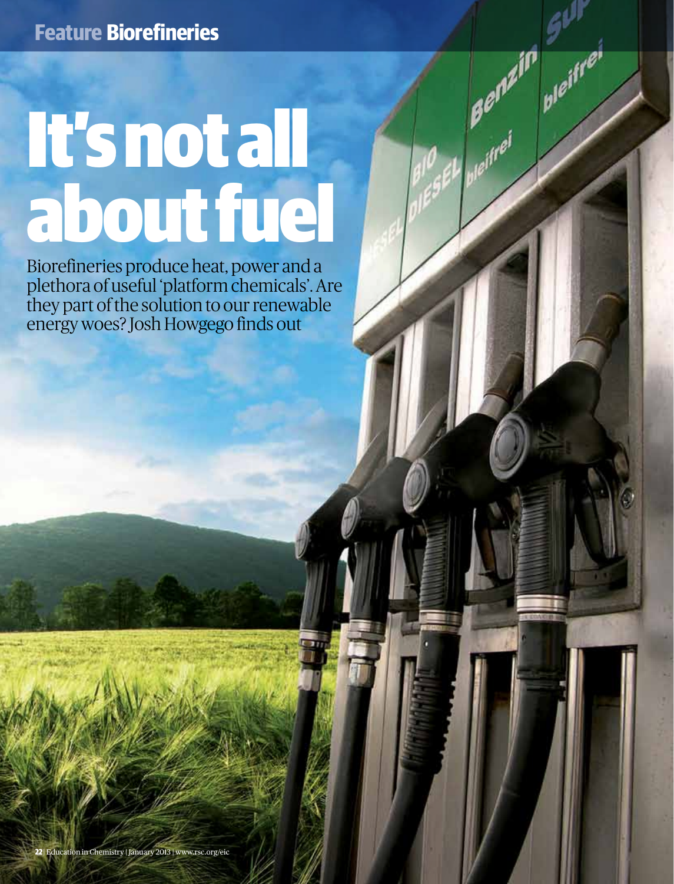Feature Biorefineries

# It's not all about fuel

Biorefineries produce heat, power and a plethora of useful 'platform chemicals'. Are they part of the solution to our renewable energy woes? Josh Howgego finds out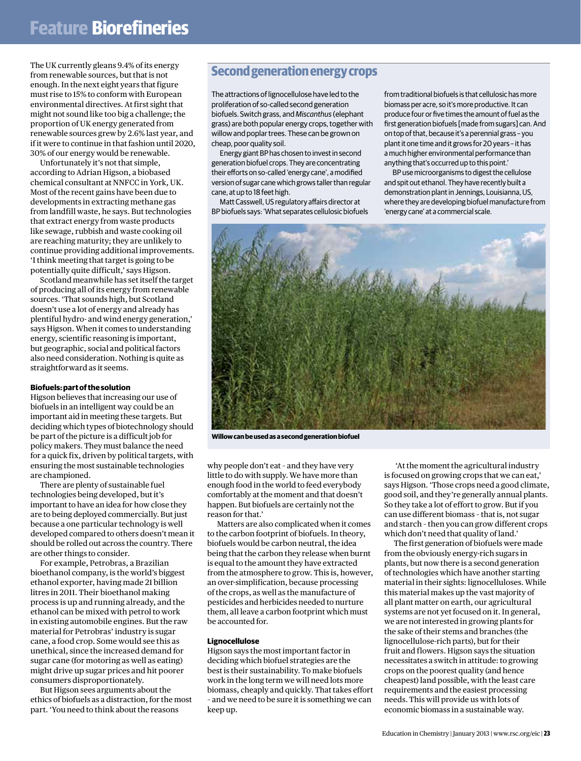# Feature Biorefineries

The UK currently gleans 9.4% of its energy from renewable sources, but that is not enough. In the next eight years that figure must rise to 15% to conform with European environmental directives. At first sight that might not sound like too big a challenge; the proportion of UK energy generated from renewable sources grew by 2.6% last year, and if it were to continue in that fashion until 2020, 30% of our energy would be renewable.

Unfortunately it's not that simple, according to Adrian Higson, a biobased chemical consultant at NNFCC in York, UK. Most of the recent gains have been due to developments in extracting methane gas from landfill waste, he says. But technologies that extract energy from waste products like sewage, rubbish and waste cooking oil are reaching maturity; they are unlikely to continue providing additional improvements. 'I think meeting that target is going to be potentially quite difficult,' says Higson.

Scotland meanwhile has set itself the target of producing all of its energy from renewable sources. 'That sounds high, but Scotland doesn't use a lot of energy and already has plentiful hydro- and wind energy generation,' says Higson. When it comes to understanding energy, scientific reasoning is important, but geographic, social and political factors also need consideration. Nothing is quite as straightforward as it seems.

### Biofuels: part of the solution

Higson believes that increasing our use of biofuels in an intelligent way could be an important aid in meeting these targets. But deciding which types of biotechnology should be part of the picture is a difficult job for policy makers. They must balance the need for a quick fix, driven by political targets, with ensuring the most sustainable technologies are championed.

There are plenty of sustainable fuel technologies being developed, but it's important to have an idea for how close they are to being deployed commercially. But just because a one particular technology is well developed compared to others doesn't mean it should be rolled out across the country. There are other things to consider.

For example, Petrobras, a Brazilian bioethanol company, is the world's biggest ethanol exporter, having made 21 billion litres in 2011. Their bioethanol making process is up and running already, and the ethanol can be mixed with petrol to work in existing automobile engines. But the raw material for Petrobras' industry is sugar cane, a food crop. Some would see this as unethical, since the increased demand for sugar cane (for motoring as well as eating) might drive up sugar prices and hit poorer consumers disproportionately.

But Higson sees arguments about the ethics of biofuels as a distraction, for the most part. 'You need to think about the reasons why people don't eat – and they have very little to do with supply. We have more than enough food in the world to feed everybody comfortably at the moment and that doesn't happen. But biofuels are certainly not the reason for that.'

Matters are also complicated when it comes to the carbon footprint of biofuels. In theory, biofuels would be carbon neutral, the idea being that the carbon they release when burnt is equal to the amount they have extracted from the atmosphere to grow. This is, however, an over-simplification, because processing of the crops, as well as the manufacture of pesticides and herbicides needed to nurture them, all leave a carbon footprint which must be accounted for.

## Second generation energy crops

The attractions of lignocellulose have led to the proliferation of so-called second generation biofuels. Switch grass, and *Miscanthus* (elephant grass) are both popular energy crops, together with willow and poplar trees. These can be grown on cheap, poor quality soil.

Energy giant BP has chosen to invest in second generation biofuel crops. They are concentrating their efforts on so-called 'energy cane', a modified version of sugar cane which grows taller than regular cane, at up to 18 feet high.

Matt Casswell, US regulatory affairs director at BP biofuels says: 'What separates cellulosic biofuels from traditional biofuels is that cellulosic has more biomass per acre, so it's more productive. It can produce four or five times the amount of fuel as the first generation biofuels [made from sugars] can. And on top of that, because it's a perennial grass – you plant it one time and it grows for 20 years – it has a much higher environmental performance than anything that's occurred up to this point.'

BP use microorganisms to digest the cellulose and spit out ethanol. They have recently built a demonstration plant in Jennings, Louisianna, US, where they are developing biofuel manufacture from 'energy cane' at a commercial scale.

**Willow can be used as a second generation biofuel**

### Lignocellulose

Higson says the most important factor in deciding which biofuel strategies are the best is their sustainability. To make biofuels work in the long term we will need lots more biomass, cheaply and quickly. That takes effort – and we need to be sure it is something we can keep up.

'At the moment the agricultural industry is focused on growing crops that we can eat,' says Higson. 'Those crops need a good climate, good soil, and they're generally annual plants. So they take a lot of effort to grow. But if you can use different biomass – that is, not sugar and starch – then you can grow different crops which don't need that quality of land.'

The first generation of biofuels were made from the obviously energy-rich sugars in plants, but now there is a second generation of technologies which have another starting material in their sights: lignocelluloses. While this material makes up the vast majority of all plant matter on earth, our agricultural systems are not yet focused on it. In general, we are not interested in growing plants for the sake of their stems and branches (the lignocellulose-rich parts), but for their fruit and flowers. Higson says the situation necessitates a switch in attitude: to growing crops on the poorest quality (and hence cheapest) land possible, with the least care requirements and the easiest processing needs. This will provide us with lots of economic biomass in a sustainable way.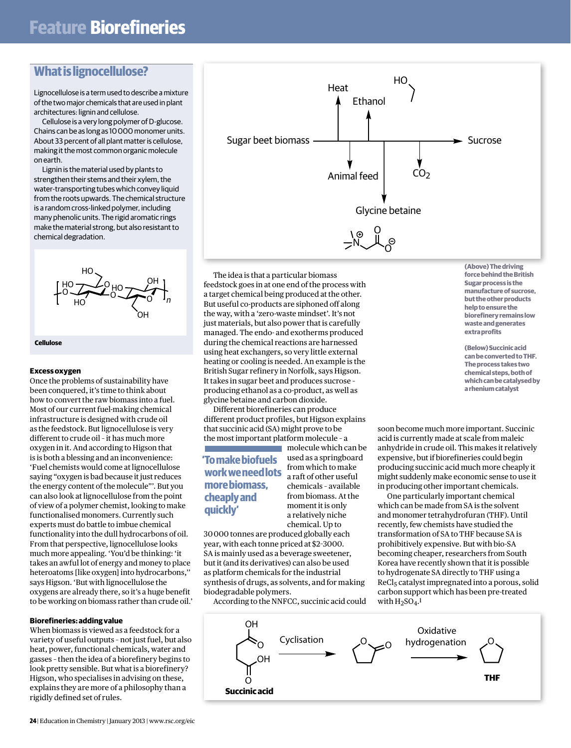## What is lignocellulose?

Lignocellulose is a term used to describe a mixture of the two major chemicals that are used in plant architectures: lignin and cellulose.

Cellulose is a very long polymer of D-glucose. Chains can be as long as 10 000 monomer units. About 33 percent of all plant matter is cellulose, making it the most common organic molecule on earth.

Lignin is the material used by plants to strengthen their stems and their xylem, the water-transporting tubes which convey liquid from the roots upwards. The chemical structure is a random cross-linked polymer, including many phenolic units. The rigid aromatic rings make the material strong, but also resistant to chemical degradation.

**Cellulose**

### Excess oxygen

Once the problems of sustainability have been conquered, it's time to think about how to convert the raw biomass into a fuel. Most of our current fuel-making chemical infrastructure is designed with crude oil as the feedstock. But lignocellulose is very different to crude oil - it has much more oxygen in it. And according to Higson that is both a blessing and an inconvenience: 'Fuel chemists would come at lignocellulose saying "oxygen is bad because it just reduces the energy content of the molecule"'. But you can also look at lignocellulose from the point of view of a polymer chemist, looking to make functionalised monomers. Currently such experts must do battle to imbue chemical functionality into the dull hydrocarbons of oil. From that perspective, lignocellulose looks much more appealing. 'You'd be thinking: 'it takes an awful lot of energy and money to place heteroatoms [like oxygen] into hydrocarbons," says Higson. 'But with lignocellulose the oxygens are already there, so it's a huge benefit to be working on biomass rather than crude oil.'

### Biorefineries: adding value

When biomass is viewed as a feedstock for a variety of useful outputs - not just fuel, but also heat, power, functional chemicals, water and gasses - then the idea of a biorefinery begins to look pretty sensible. But what is a biorefinery? Higson, who specialises in advising on these, explains they are more of a philosophy than a rigidly defined set of rules.

The idea is that a particular biomass feedstock goes in at one end of the process with a target chemical being produced at the other. But useful co-products are siphoned off along the way, with a 'zero-waste mindset'. It's not just materials, but also power that is carefully managed. The endo- and exotherms produced during the chemical reactions are harnessed using heat exchangers, so very little external heating or cooling is needed. An example is the British Sugar refinery in Norfolk, says Higson. It takes in sugar beet and produces sucrose - producing ethanol as a co-product, as well as glycine betaine and carbon dioxide.

Different biorefineries can produce different product profiles, but Higson explains that succinic acid (SA) might prove to be the most important platform molecule - a molecule which can be used as a springboard from which to make a raft of other useful chemicals - available from biomass. At the moment it is only a relatively niche chemical. Up to 30 000 tonnes are produced globally each year, with each tonne priced at \$2–3000. SA is mainly used as a beverage sweetener, but it (and its derivatives) can also be used as platform chemicals for the industrial synthesis of drugs, as solvents, and for making biodegradable polymers.

> 'To make biofuels work we need lots more biomass, cheaply and quickly'

According to the NNFCC, succinic acid could soon become much more important. Succinic acid is currently made at scale from maleic anhydride in crude oil. This makes it relatively expensive, but if biorefineries could begin producing succinic acid much more cheaply it might suddenly make economic sense to use it in producing other important chemicals.

One particularly important chemical which can be made from SA is the solvent and monomer tetrahydrofuran (THF). Until recently, few chemists have studied the transformation of SA to THF because SA is prohibitively expensive. But with bio-SA becoming cheaper, researchers from South Korea have recently shown that it is possible to hydrogenate SA directly to THF using a $ReCl_5$ catalyst impregnated into a porous, solid carbon support which has been pre-treated with $H_2SO_4$.[1]

Sugar beet biomass → Sucrose; co-products: Heat, Ethanol, Animal feed, $CO_2$, Glycine betaine

**(Above) The driving force behind the British Sugar process is the manufacture of sucrose, but the other products help to ensure the biorefinery remains low waste and generates extra profits**

Succinic acid → Cyclisation → Oxidative hydrogenation → THF

**(Below) Succinic acid can be converted to THF. The process takes two chemical steps, both of which can be catalysed by a rhenium catalyst**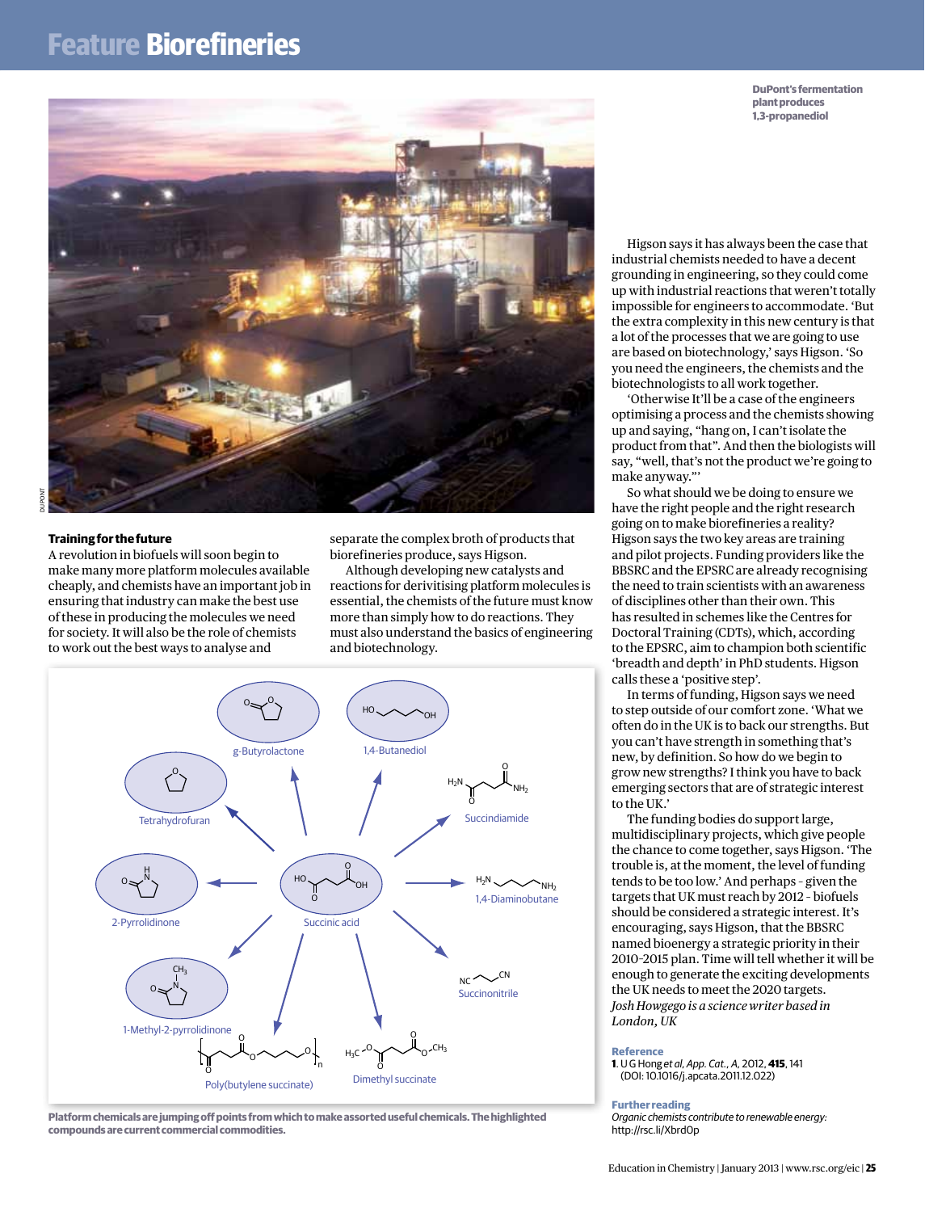DuPont's fermentation plant produces 1,3-propanediol

## Training for the future

A revolution in biofuels will soon begin to make many more platform molecules available cheaply, and chemists have an important job in ensuring that industry can make the best use of these in producing the molecules we need for society. It will also be the role of chemists to work out the best ways to analyse and separate the complex broth of products that biorefineries produce, says Higson.

Although developing new catalysts and reactions for derivitising platform molecules is essential, the chemists of the future must know more than simply how to do reactions. They must also understand the basics of engineering and biotechnology.

g-Butyrolactone

1,4-Butanediol

Tetrahydrofuran

Succindiamide

2-Pyrrolidinone

Succinic acid

1,4-Diaminobutane

Succinonitrile

1-Methyl-2-pyrrolidinone

Poly(butylene succinate)

Dimethyl succinate

**Platform chemicals are jumping off points from which to make assorted useful chemicals. The highlighted compounds are current commercial commodities.**

Higson says it has always been the case that industrial chemists needed to have a decent grounding in engineering, so they could come up with industrial reactions that weren't totally impossible for engineers to accommodate. 'But the extra complexity in this new century is that a lot of the processes that we are going to use are based on biotechnology,' says Higson. 'So you need the engineers, the chemists and the biotechnologists to all work together.

'Otherwise It'll be a case of the engineers optimising a process and the chemists showing up and saying, "hang on, I can't isolate the product from that". And then the biologists will say, "well, that's not the product we're going to make anyway."'

So what should we be doing to ensure we have the right people and the right research going on to make biorefineries a reality? Higson says the two key areas are training and pilot projects. Funding providers like the BBSRC and the EPSRC are already recognising the need to train scientists with an awareness of disciplines other than their own. This has resulted in schemes like the Centres for Doctoral Training (CDTs), which, according to the EPSRC, aim to champion both scientific 'breadth and depth' in PhD students. Higson calls these a 'positive step'.

In terms of funding, Higson says we need to step outside of our comfort zone. 'What we often do in the UK is to back our strengths. But you can't have strength in something that's new, by definition. So how do we begin to grow new strengths? I think you have to back emerging sectors that are of strategic interest to the UK.'

The funding bodies do support large, multidisciplinary projects, which give people the chance to come together, says Higson. 'The trouble is, at the moment, the level of funding tends to be too low.' And perhaps - given the targets that UK must reach by 2012 - biofuels should be considered a strategic interest. It's encouraging, says Higson, that the BBSRC named bioenergy a strategic priority in their 2010-2015 plan. Time will tell whether it will be enough to generate the exciting developments the UK needs to meet the 2020 targets.

*Josh Howgego is a science writer based in London, UK*

### Reference

1. U G Hong *et al*, *App. Cat., A*, 2012, **415**, 141 (DOI: 10.1016/j.apcata.2011.12.022)

### Further reading

*Organic chemists contribute to renewable energy:* http://rsc.li/XbrdOp